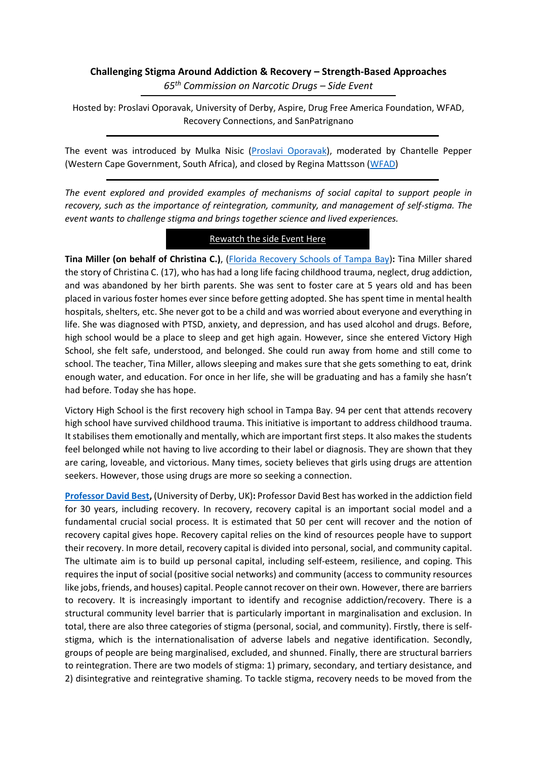**Challenging Stigma Around Addiction & Recovery – Strength-Based Approaches**

*65th Commission on Narcotic Drugs – Side Event*

---

Hosted by: Proslavi Oporavak, University of Derby, Aspire, Drug Free America Foundation, WFAD, Recovery Connections, and SanPatrignano

---

The event was introduced by Mulka Nisic (Proslavi Oporavak), moderated by Chantelle Pepper (Western Cape Government, South Africa), and closed by Regina Mattsson (WFAD)

---

*The event explored and provided examples of mechanisms of social capital to support people in recovery, such as the importance of reintegration, community, and management of self-stigma. The event wants to challenge stigma and brings together science and lived experiences.*

Rewatch the side Event Here

**Tina Miller (on behalf of Christina C.)**, (Florida Recovery Schools of Tampa Bay)**:** Tina Miller shared the story of Christina C. (17), who has had a long life facing childhood trauma, neglect, drug addiction, and was abandoned by her birth parents. She was sent to foster care at 5 years old and has been placed in various foster homes ever since before getting adopted. She has spent time in mental health hospitals, shelters, etc. She never got to be a child and was worried about everyone and everything in life. She was diagnosed with PTSD, anxiety, and depression, and has used alcohol and drugs. Before, high school would be a place to sleep and get high again. However, since she entered Victory High School, she felt safe, understood, and belonged. She could run away from home and still come to school. The teacher, Tina Miller, allows sleeping and makes sure that she gets something to eat, drink enough water, and education. For once in her life, she will be graduating and has a family she hasn't had before. Today she has hope.

Victory High School is the first recovery high school in Tampa Bay. 94 per cent that attends recovery high school have survived childhood trauma. This initiative is important to address childhood trauma. It stabilises them emotionally and mentally, which are important first steps. It also makes the students feel belonged while not having to live according to their label or diagnosis. They are shown that they are caring, loveable, and victorious. Many times, society believes that girls using drugs are attention seekers. However, those using drugs are more so seeking a connection.

**Professor David Best,** (University of Derby, UK)**:** Professor David Best has worked in the addiction field for 30 years, including recovery. In recovery, recovery capital is an important social model and a fundamental crucial social process. It is estimated that 50 per cent will recover and the notion of recovery capital gives hope. Recovery capital relies on the kind of resources people have to support their recovery. In more detail, recovery capital is divided into personal, social, and community capital. The ultimate aim is to build up personal capital, including self-esteem, resilience, and coping. This requires the input of social (positive social networks) and community (access to community resources like jobs, friends, and houses) capital. People cannot recover on their own. However, there are barriers to recovery. It is increasingly important to identify and recognise addiction/recovery. There is a structural community level barrier that is particularly important in marginalisation and exclusion. In total, there are also three categories of stigma (personal, social, and community). Firstly, there is self-stigma, which is the internationalisation of adverse labels and negative identification. Secondly, groups of people are being marginalised, excluded, and shunned. Finally, there are structural barriers to reintegration. There are two models of stigma: 1) primary, secondary, and tertiary desistance, and 2) disintegrative and reintegrative shaming. To tackle stigma, recovery needs to be moved from the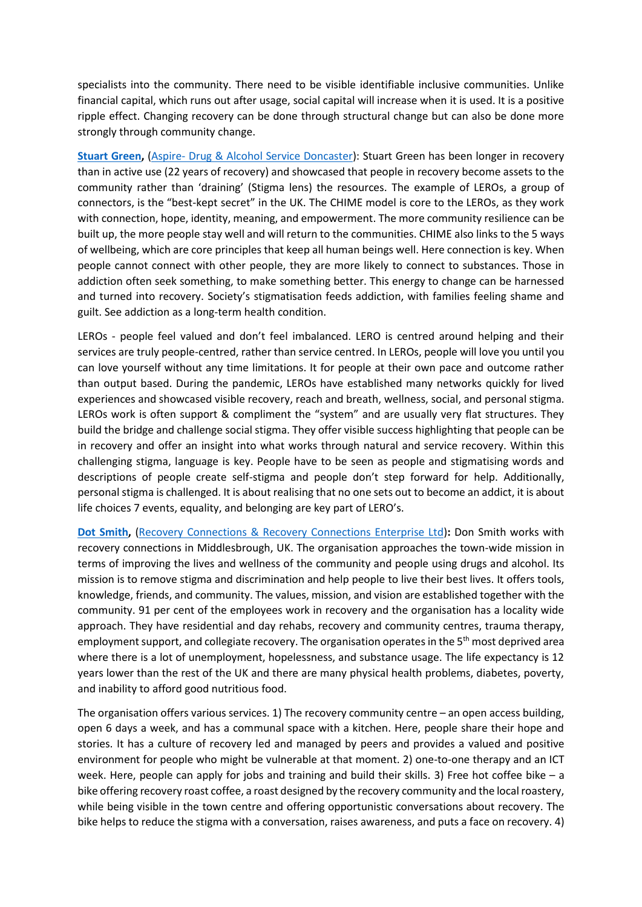specialists into the community. There need to be visible identifiable inclusive communities. Unlike financial capital, which runs out after usage, social capital will increase when it is used. It is a positive ripple effect. Changing recovery can be done through structural change but can also be done more strongly through community change.

**Stuart Green**, (Aspire- Drug & Alcohol Service Doncaster): Stuart Green has been longer in recovery than in active use (22 years of recovery) and showcased that people in recovery become assets to the community rather than 'draining' (Stigma lens) the resources. The example of LEROs, a group of connectors, is the "best-kept secret" in the UK. The CHIME model is core to the LEROs, as they work with connection, hope, identity, meaning, and empowerment. The more community resilience can be built up, the more people stay well and will return to the communities. CHIME also links to the 5 ways of wellbeing, which are core principles that keep all human beings well. Here connection is key. When people cannot connect with other people, they are more likely to connect to substances. Those in addiction often seek something, to make something better. This energy to change can be harnessed and turned into recovery. Society's stigmatisation feeds addiction, with families feeling shame and guilt. See addiction as a long-term health condition.

LEROs - people feel valued and don't feel imbalanced. LERO is centred around helping and their services are truly people-centred, rather than service centred. In LEROs, people will love you until you can love yourself without any time limitations. It for people at their own pace and outcome rather than output based. During the pandemic, LEROs have established many networks quickly for lived experiences and showcased visible recovery, reach and breath, wellness, social, and personal stigma. LEROs work is often support & compliment the "system" and are usually very flat structures. They build the bridge and challenge social stigma. They offer visible success highlighting that people can be in recovery and offer an insight into what works through natural and service recovery. Within this challenging stigma, language is key. People have to be seen as people and stigmatising words and descriptions of people create self-stigma and people don't step forward for help. Additionally, personal stigma is challenged. It is about realising that no one sets out to become an addict, it is about life choices 7 events, equality, and belonging are key part of LERO's.

**Dot Smith**, (Recovery Connections & Recovery Connections Enterprise Ltd)**:** Don Smith works with recovery connections in Middlesbrough, UK. The organisation approaches the town-wide mission in terms of improving the lives and wellness of the community and people using drugs and alcohol. Its mission is to remove stigma and discrimination and help people to live their best lives. It offers tools, knowledge, friends, and community. The values, mission, and vision are established together with the community. 91 per cent of the employees work in recovery and the organisation has a locality wide approach. They have residential and day rehabs, recovery and community centres, trauma therapy, employment support, and collegiate recovery. The organisation operates in the 5th most deprived area where there is a lot of unemployment, hopelessness, and substance usage. The life expectancy is 12 years lower than the rest of the UK and there are many physical health problems, diabetes, poverty, and inability to afford good nutritious food.

The organisation offers various services. 1) The recovery community centre – an open access building, open 6 days a week, and has a communal space with a kitchen. Here, people share their hope and stories. It has a culture of recovery led and managed by peers and provides a valued and positive environment for people who might be vulnerable at that moment. 2) one-to-one therapy and an ICT week. Here, people can apply for jobs and training and build their skills. 3) Free hot coffee bike – a bike offering recovery roast coffee, a roast designed by the recovery community and the local roastery, while being visible in the town centre and offering opportunistic conversations about recovery. The bike helps to reduce the stigma with a conversation, raises awareness, and puts a face on recovery. 4)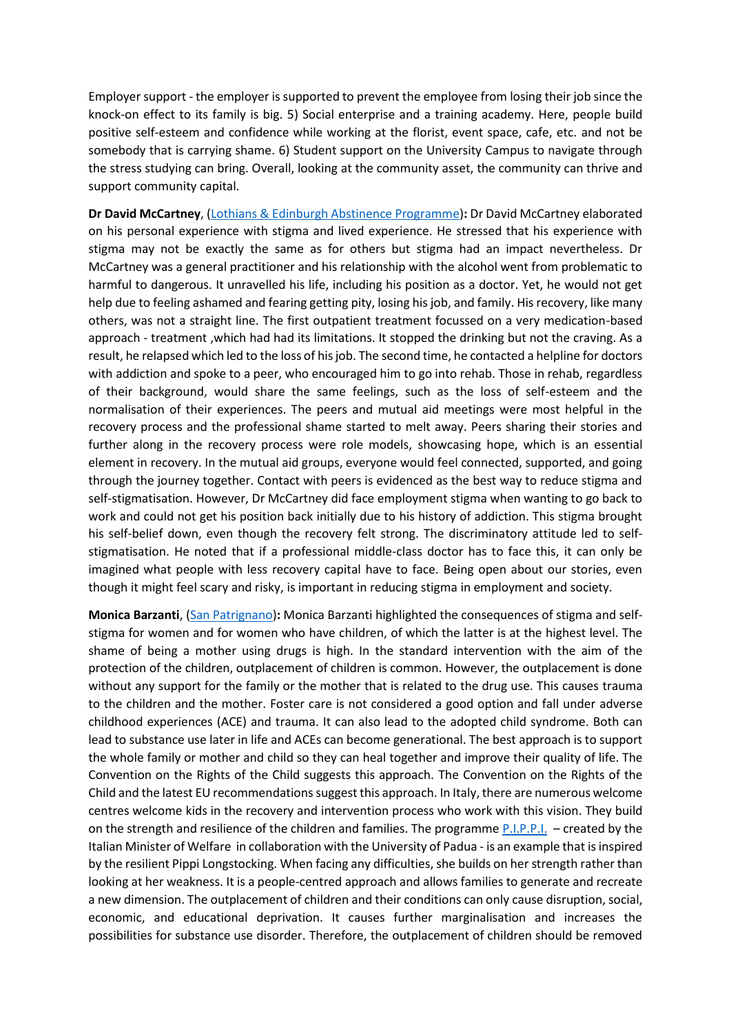Employer support - the employer is supported to prevent the employee from losing their job since the knock-on effect to its family is big. 5) Social enterprise and a training academy. Here, people build positive self-esteem and confidence while working at the florist, event space, cafe, etc. and not be somebody that is carrying shame. 6) Student support on the University Campus to navigate through the stress studying can bring. Overall, looking at the community asset, the community can thrive and support community capital.

**Dr David McCartney**, (Lothians & Edinburgh Abstinence Programme)**:** Dr David McCartney elaborated on his personal experience with stigma and lived experience. He stressed that his experience with stigma may not be exactly the same as for others but stigma had an impact nevertheless. Dr McCartney was a general practitioner and his relationship with the alcohol went from problematic to harmful to dangerous. It unravelled his life, including his position as a doctor. Yet, he would not get help due to feeling ashamed and fearing getting pity, losing his job, and family. His recovery, like many others, was not a straight line. The first outpatient treatment focussed on a very medication-based approach - treatment ,which had had its limitations. It stopped the drinking but not the craving. As a result, he relapsed which led to the loss of his job. The second time, he contacted a helpline for doctors with addiction and spoke to a peer, who encouraged him to go into rehab. Those in rehab, regardless of their background, would share the same feelings, such as the loss of self-esteem and the normalisation of their experiences. The peers and mutual aid meetings were most helpful in the recovery process and the professional shame started to melt away. Peers sharing their stories and further along in the recovery process were role models, showcasing hope, which is an essential element in recovery. In the mutual aid groups, everyone would feel connected, supported, and going through the journey together. Contact with peers is evidenced as the best way to reduce stigma and self-stigmatisation. However, Dr McCartney did face employment stigma when wanting to go back to work and could not get his position back initially due to his history of addiction. This stigma brought his self-belief down, even though the recovery felt strong. The discriminatory attitude led to self-stigmatisation. He noted that if a professional middle-class doctor has to face this, it can only be imagined what people with less recovery capital have to face. Being open about our stories, even though it might feel scary and risky, is important in reducing stigma in employment and society.

**Monica Barzanti**, (San Patrignano)**:** Monica Barzanti highlighted the consequences of stigma and self-stigma for women and for women who have children, of which the latter is at the highest level. The shame of being a mother using drugs is high. In the standard intervention with the aim of the protection of the children, outplacement of children is common. However, the outplacement is done without any support for the family or the mother that is related to the drug use. This causes trauma to the children and the mother. Foster care is not considered a good option and fall under adverse childhood experiences (ACE) and trauma. It can also lead to the adopted child syndrome. Both can lead to substance use later in life and ACEs can become generational. The best approach is to support the whole family or mother and child so they can heal together and improve their quality of life. The Convention on the Rights of the Child suggests this approach. The Convention on the Rights of the Child and the latest EU recommendations suggest this approach. In Italy, there are numerous welcome centres welcome kids in the recovery and intervention process who work with this vision. They build on the strength and resilience of the children and families. The programme P.I.P.P.I. – created by the Italian Minister of Welfare in collaboration with the University of Padua - is an example that is inspired by the resilient Pippi Longstocking. When facing any difficulties, she builds on her strength rather than looking at her weakness. It is a people-centred approach and allows families to generate and recreate a new dimension. The outplacement of children and their conditions can only cause disruption, social, economic, and educational deprivation. It causes further marginalisation and increases the possibilities for substance use disorder. Therefore, the outplacement of children should be removed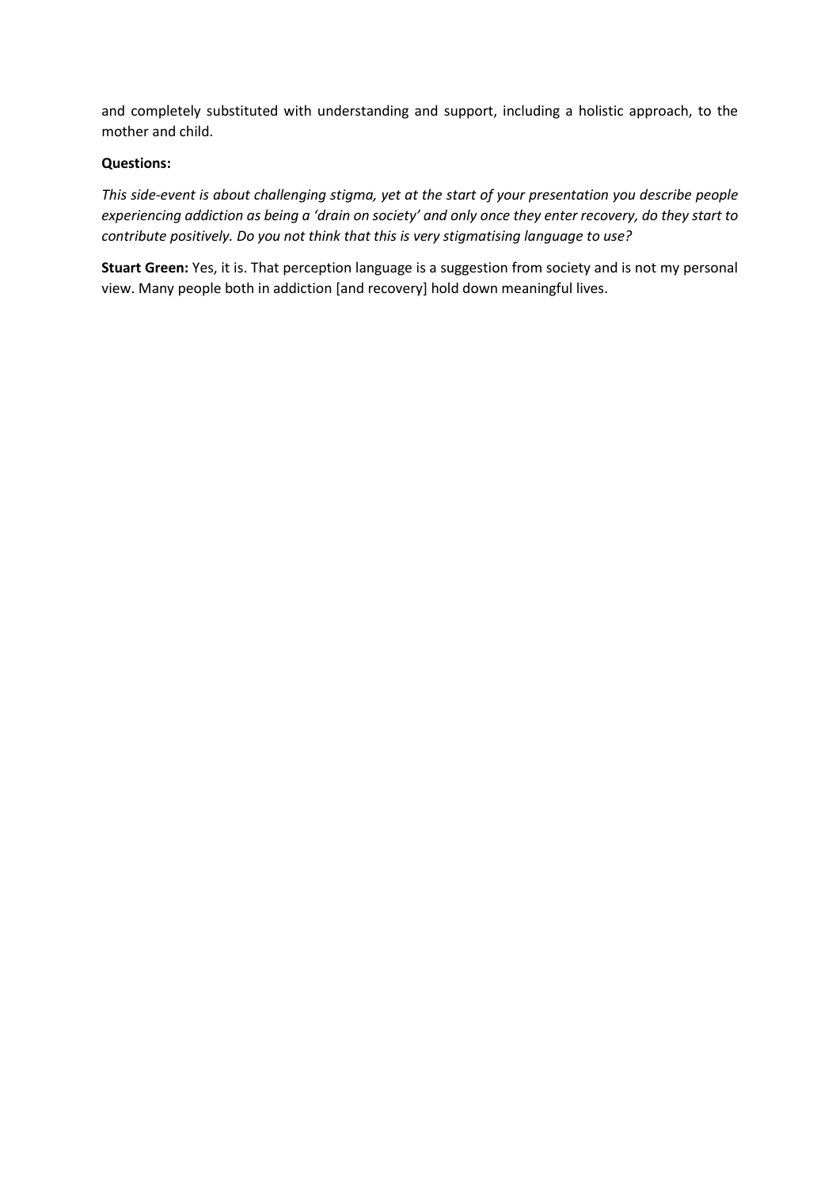and completely substituted with understanding and support, including a holistic approach, to the mother and child.

**Questions:**

*This side-event is about challenging stigma, yet at the start of your presentation you describe people experiencing addiction as being a 'drain on society' and only once they enter recovery, do they start to contribute positively. Do you not think that this is very stigmatising language to use?*

**Stuart Green:** Yes, it is. That perception language is a suggestion from society and is not my personal view. Many people both in addiction [and recovery] hold down meaningful lives.